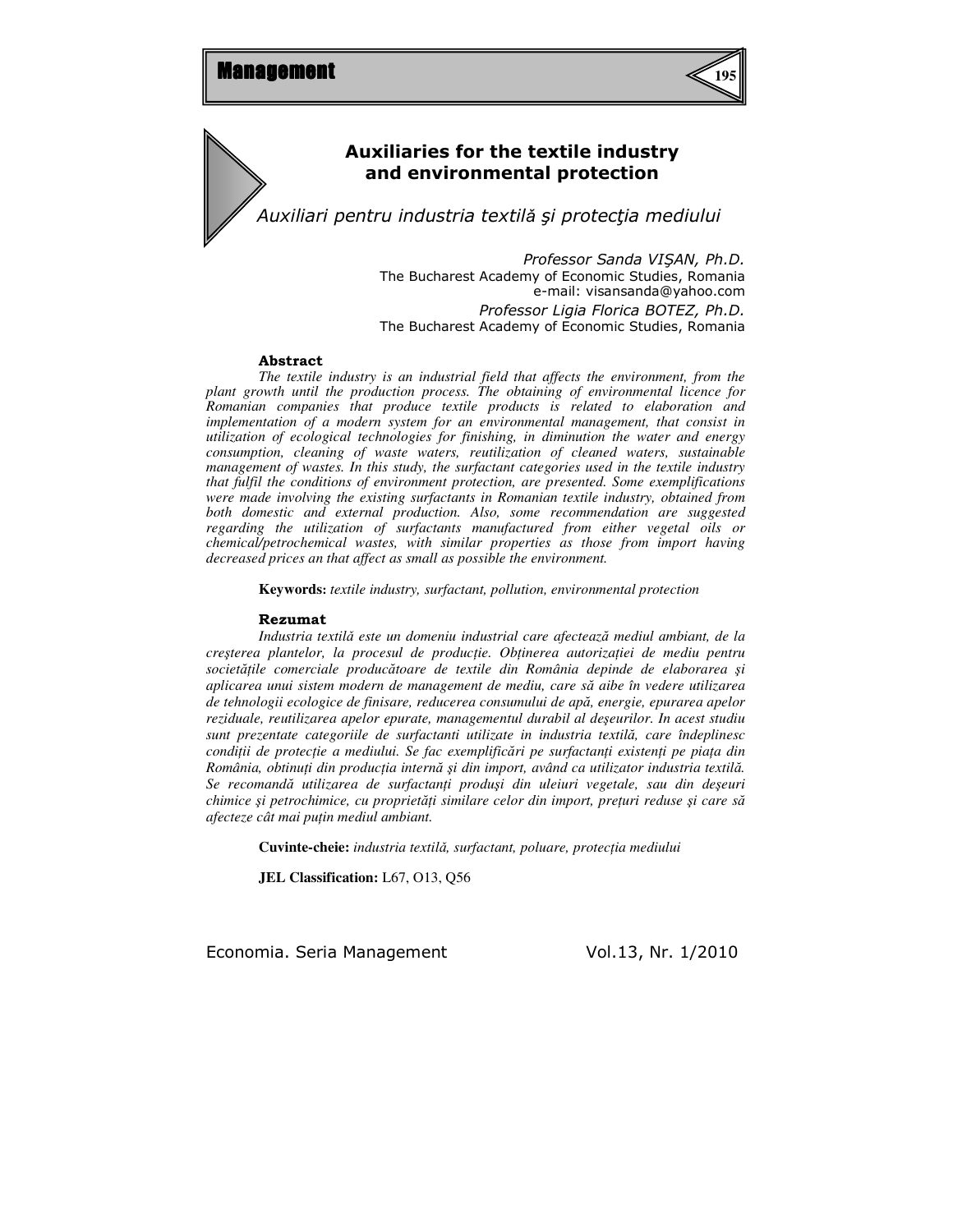# Auxiliaries for the textile industry and environmental protection

## *Auxiliari pentru industria textilă şi protecţia mediului*

*Professor Sanda VIŞAN, Ph.D.*
The Bucharest Academy of Economic Studies, Romania
e-mail: visansanda@yahoo.com

*Professor Ligia Florica BOTEZ, Ph.D.*
The Bucharest Academy of Economic Studies, Romania

### Abstract

*The textile industry is an industrial field that affects the environment, from the plant growth until the production process. The obtaining of environmental licence for Romanian companies that produce textile products is related to elaboration and implementation of a modern system for an environmental management, that consist in utilization of ecological technologies for finishing, in diminution the water and energy consumption, cleaning of waste waters, reutilization of cleaned waters, sustainable management of wastes. In this study, the surfactant categories used in the textile industry that fulfil the conditions of environment protection, are presented. Some exemplifications were made involving the existing surfactants in Romanian textile industry, obtained from both domestic and external production. Also, some recommendation are suggested regarding the utilization of surfactants manufactured from either vegetal oils or chemical/petrochemical wastes, with similar properties as those from import having decreased prices an that affect as small as possible the environment.*

**Keywords:** *textile industry, surfactant, pollution, environmental protection*

### Rezumat

*Industria textilă este un domeniu industrial care afectează mediul ambiant, de la creşterea plantelor, la procesul de producţie. Obţinerea autorizaţiei de mediu pentru societăţile comerciale producătoare de textile din România depinde de elaborarea şi aplicarea unui sistem modern de management de mediu, care să aibe în vedere utilizarea de tehnologii ecologice de finisare, reducerea consumului de apă, energie, epurarea apelor reziduale, reutilizarea apelor epurate, managementul durabil al deşeurilor. In acest studiu sunt prezentate categoriile de surfactanti utilizate in industria textilă, care îndeplinesc condiţii de protecţie a mediului. Se fac exemplificări pe surfactanţi existenţi pe piaţa din România, obtinuţi din producţia internă şi din import, având ca utilizator industria textilă. Se recomandă utilizarea de surfactanţi produşi din uleiuri vegetale, sau din deşeuri chimice şi petrochimice, cu proprietăţi similare celor din import, preţuri reduse şi care să afecteze cât mai puţin mediul ambiant.*

**Cuvinte-cheie:** *industria textilă, surfactant, poluare, protecţia mediului*

**JEL Classification:** L67, O13, Q56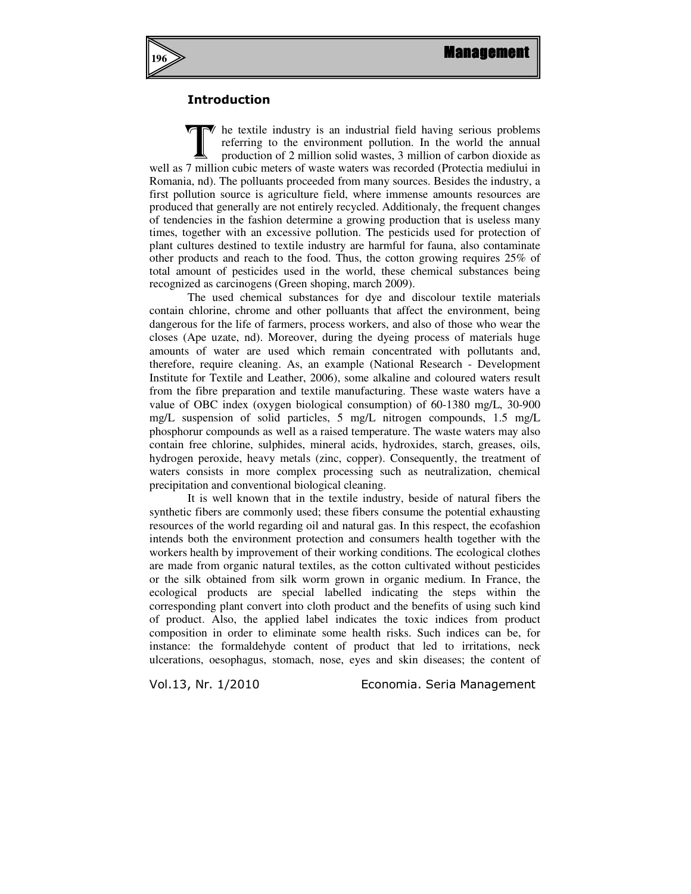## Introduction

The textile industry is an industrial field having serious problems referring to the environment pollution. In the world the annual production of 2 million solid wastes, 3 million of carbon dioxide as well as 7 million cubic meters of waste waters was recorded (Protectia mediului in Romania, nd). The polluants proceeded from many sources. Besides the industry, a first pollution source is agriculture field, where immense amounts resources are produced that generally are not entirely recycled. Additionaly, the frequent changes of tendencies in the fashion determine a growing production that is useless many times, together with an excessive pollution. The pesticids used for protection of plant cultures destined to textile industry are harmful for fauna, also contaminate other products and reach to the food. Thus, the cotton growing requires 25% of total amount of pesticides used in the world, these chemical substances being recognized as carcinogens (Green shoping, march 2009).

The used chemical substances for dye and discolour textile materials contain chlorine, chrome and other polluants that affect the environment, being dangerous for the life of farmers, process workers, and also of those who wear the closes (Ape uzate, nd). Moreover, during the dyeing process of materials huge amounts of water are used which remain concentrated with pollutants and, therefore, require cleaning. As, an example (National Research - Development Institute for Textile and Leather, 2006), some alkaline and coloured waters result from the fibre preparation and textile manufacturing. These waste waters have a value of OBC index (oxygen biological consumption) of 60-1380 mg/L, 30-900 mg/L suspension of solid particles, 5 mg/L nitrogen compounds, 1.5 mg/L phosphorur compounds as well as a raised temperature. The waste waters may also contain free chlorine, sulphides, mineral acids, hydroxides, starch, greases, oils, hydrogen peroxide, heavy metals (zinc, copper). Consequently, the treatment of waters consists in more complex processing such as neutralization, chemical precipitation and conventional biological cleaning.

It is well known that in the textile industry, beside of natural fibers the synthetic fibers are commonly used; these fibers consume the potential exhausting resources of the world regarding oil and natural gas. In this respect, the ecofashion intends both the environment protection and consumers health together with the workers health by improvement of their working conditions. The ecological clothes are made from organic natural textiles, as the cotton cultivated without pesticides or the silk obtained from silk worm grown in organic medium. In France, the ecological products are special labelled indicating the steps within the corresponding plant convert into cloth product and the benefits of using such kind of product. Also, the applied label indicates the toxic indices from product composition in order to eliminate some health risks. Such indices can be, for instance: the formaldehyde content of product that led to irritations, neck ulcerations, oesophagus, stomach, nose, eyes and skin diseases; the content of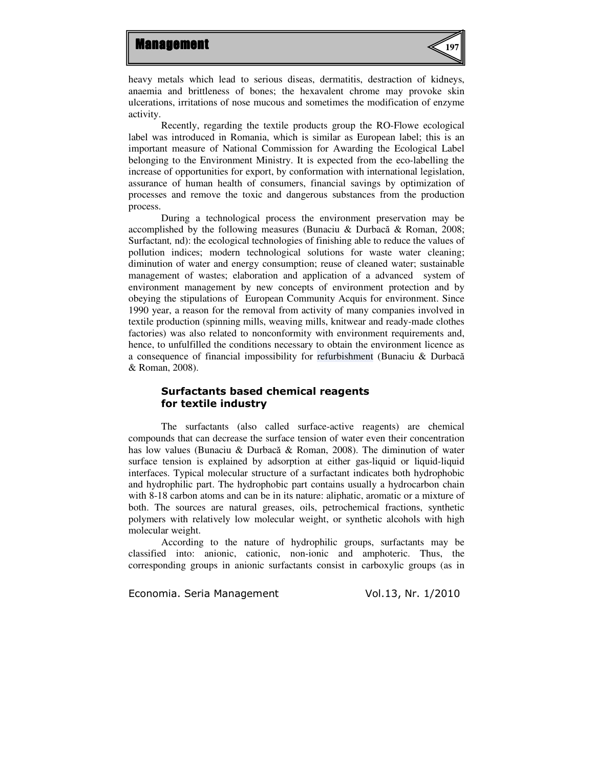heavy metals which lead to serious diseas, dermatitis, destraction of kidneys, anaemia and brittleness of bones; the hexavalent chrome may provoke skin ulcerations, irritations of nose mucous and sometimes the modification of enzyme activity.

Recently, regarding the textile products group the RO-Flowe ecological label was introduced in Romania, which is similar as European label; this is an important measure of National Commission for Awarding the Ecological Label belonging to the Environment Ministry. It is expected from the eco-labelling the increase of opportunities for export, by conformation with international legislation, assurance of human health of consumers, financial savings by optimization of processes and remove the toxic and dangerous substances from the production process.

During a technological process the environment preservation may be accomplished by the following measures (Bunaciu & Durbacă & Roman, 2008; Surfactant, nd): the ecological technologies of finishing able to reduce the values of pollution indices; modern technological solutions for waste water cleaning; diminution of water and energy consumption; reuse of cleaned water; sustainable management of wastes; elaboration and application of a advanced system of environment management by new concepts of environment protection and by obeying the stipulations of European Community Acquis for environment. Since 1990 year, a reason for the removal from activity of many companies involved in textile production (spinning mills, weaving mills, knitwear and ready-made clothes factories) was also related to nonconformity with environment requirements and, hence, to unfulfilled the conditions necessary to obtain the environment licence as a consequence of financial impossibility for refurbishment (Bunaciu & Durbacă & Roman, 2008).

## Surfactants based chemical reagents for textile industry

The surfactants (also called surface-active reagents) are chemical compounds that can decrease the surface tension of water even their concentration has low values (Bunaciu & Durbacă & Roman, 2008). The diminution of water surface tension is explained by adsorption at either gas-liquid or liquid-liquid interfaces. Typical molecular structure of a surfactant indicates both hydrophobic and hydrophilic part. The hydrophobic part contains usually a hydrocarbon chain with 8-18 carbon atoms and can be in its nature: aliphatic, aromatic or a mixture of both. The sources are natural greases, oils, petrochemical fractions, synthetic polymers with relatively low molecular weight, or synthetic alcohols with high molecular weight.

According to the nature of hydrophilic groups, surfactants may be classified into: anionic, cationic, non-ionic and amphoteric. Thus, the corresponding groups in anionic surfactants consist in carboxylic groups (as in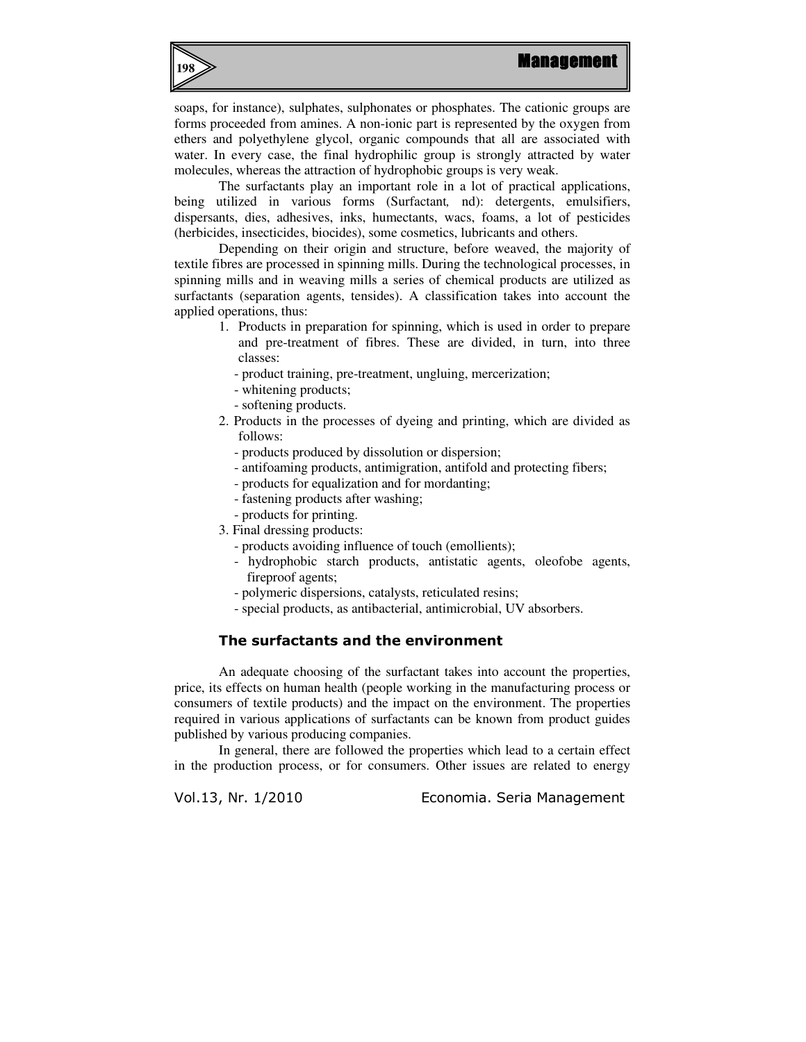soaps, for instance), sulphates, sulphonates or phosphates. The cationic groups are forms proceeded from amines. A non-ionic part is represented by the oxygen from ethers and polyethylene glycol, organic compounds that all are associated with water. In every case, the final hydrophilic group is strongly attracted by water molecules, whereas the attraction of hydrophobic groups is very weak.

The surfactants play an important role in a lot of practical applications, being utilized in various forms (Surfactant*,* nd): detergents, emulsifiers, dispersants, dies, adhesives, inks, humectants, wacs, foams, a lot of pesticides (herbicides, insecticides, biocides), some cosmetics, lubricants and others.

Depending on their origin and structure, before weaved, the majority of textile fibres are processed in spinning mills. During the technological processes, in spinning mills and in weaving mills a series of chemical products are utilized as surfactants (separation agents, tensides). A classification takes into account the applied operations, thus:

1. Products in preparation for spinning, which is used in order to prepare and pre-treatment of fibres. These are divided, in turn, into three classes:
   - product training, pre-treatment, ungluing, mercerization;
   - whitening products;
   - softening products.
2. Products in the processes of dyeing and printing, which are divided as follows:
   - products produced by dissolution or dispersion;
   - antifoaming products, antimigration, antifold and protecting fibers;
   - products for equalization and for mordanting;
   - fastening products after washing;
   - products for printing.
3. Final dressing products:
   - products avoiding influence of touch (emollients);
   - hydrophobic starch products, antistatic agents, oleofobe agents, fireproof agents;
   - polymeric dispersions, catalysts, reticulated resins;
   - special products, as antibacterial, antimicrobial, UV absorbers.

## The surfactants and the environment

An adequate choosing of the surfactant takes into account the properties, price, its effects on human health (people working in the manufacturing process or consumers of textile products) and the impact on the environment. The properties required in various applications of surfactants can be known from product guides published by various producing companies.

In general, there are followed the properties which lead to a certain effect in the production process, or for consumers. Other issues are related to energy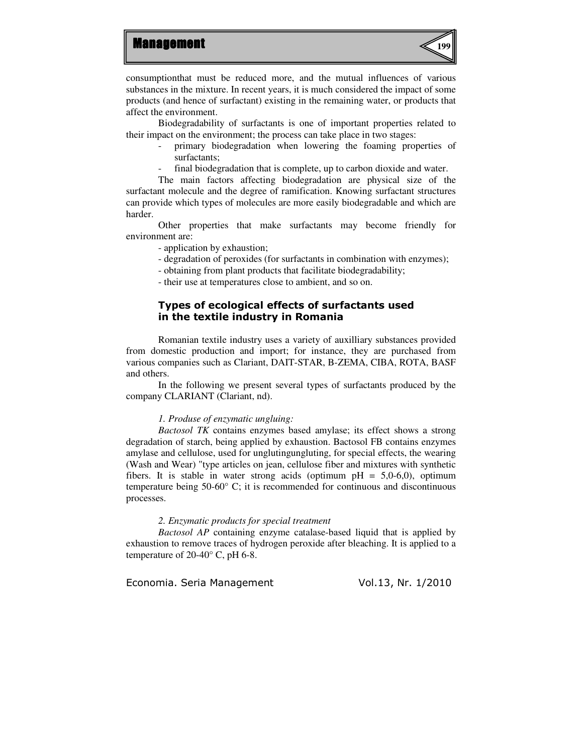consumptionthat must be reduced more, and the mutual influences of various substances in the mixture. In recent years, it is much considered the impact of some products (and hence of surfactant) existing in the remaining water, or products that affect the environment.

Biodegradability of surfactants is one of important properties related to their impact on the environment; the process can take place in two stages:

- primary biodegradation when lowering the foaming properties of surfactants;
- final biodegradation that is complete, up to carbon dioxide and water.

The main factors affecting biodegradation are physical size of the surfactant molecule and the degree of ramification. Knowing surfactant structures can provide which types of molecules are more easily biodegradable and which are harder.

Other properties that make surfactants may become friendly for environment are:

- application by exhaustion;
- degradation of peroxides (for surfactants in combination with enzymes);
- obtaining from plant products that facilitate biodegradability;
- their use at temperatures close to ambient, and so on.

## Types of ecological effects of surfactants used in the textile industry in Romania

Romanian textile industry uses a variety of auxilliary substances provided from domestic production and import; for instance, they are purchased from various companies such as Clariant, DAIT-STAR, B-ZEMA, CIBA, ROTA, BASF and others.

In the following we present several types of surfactants produced by the company CLARIANT (Clariant, nd).

*1. Produse of enzymatic ungluing:*

*Bactosol TK* contains enzymes based amylase; its effect shows a strong degradation of starch, being applied by exhaustion. Bactosol FB contains enzymes amylase and cellulose, used for unglutingungluting, for special effects, the wearing (Wash and Wear) "type articles on jean, cellulose fiber and mixtures with synthetic fibers. It is stable in water strong acids (optimum pH = 5,0-6,0), optimum temperature being 50-60° C; it is recommended for continuous and discontinuous processes.

*2. Enzymatic products for special treatment*

*Bactosol AP* containing enzyme catalase-based liquid that is applied by exhaustion to remove traces of hydrogen peroxide after bleaching. It is applied to a temperature of 20-40° C, pH 6-8.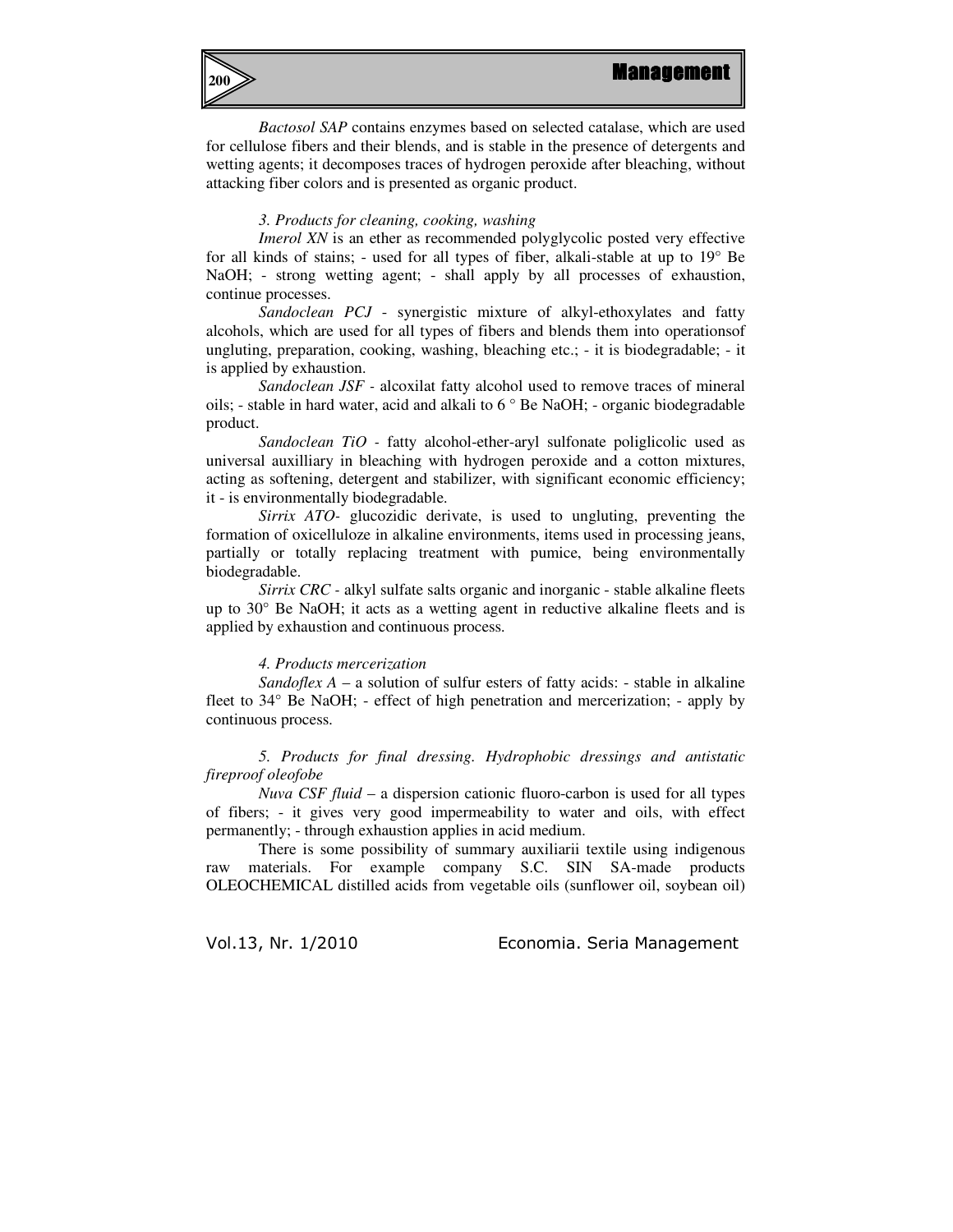*Bactosol SAP* contains enzymes based on selected catalase, which are used for cellulose fibers and their blends, and is stable in the presence of detergents and wetting agents; it decomposes traces of hydrogen peroxide after bleaching, without attacking fiber colors and is presented as organic product.

*3. Products for cleaning, cooking, washing*

*Imerol XN* is an ether as recommended polyglycolic posted very effective for all kinds of stains; - used for all types of fiber, alkali-stable at up to 19° Be NaOH; - strong wetting agent; - shall apply by all processes of exhaustion, continue processes.

*Sandoclean PCJ* - synergistic mixture of alkyl-ethoxylates and fatty alcohols, which are used for all types of fibers and blends them into operationsof ungluting, preparation, cooking, washing, bleaching etc.; - it is biodegradable; - it is applied by exhaustion.

*Sandoclean JSF* - alcoxilat fatty alcohol used to remove traces of mineral oils; - stable in hard water, acid and alkali to 6 ° Be NaOH; - organic biodegradable product.

*Sandoclean TiO* - fatty alcohol-ether-aryl sulfonate poliglicolic used as universal auxilliary in bleaching with hydrogen peroxide and a cotton mixtures, acting as softening, detergent and stabilizer, with significant economic efficiency; it - is environmentally biodegradable.

*Sirrix ATO*- glucozidic derivate, is used to ungluting, preventing the formation of oxicelluloze in alkaline environments, items used in processing jeans, partially or totally replacing treatment with pumice, being environmentally biodegradable.

*Sirrix CRC* - alkyl sulfate salts organic and inorganic - stable alkaline fleets up to 30° Be NaOH; it acts as a wetting agent in reductive alkaline fleets and is applied by exhaustion and continuous process.

*4. Products mercerization*

*Sandoflex A* – a solution of sulfur esters of fatty acids: - stable in alkaline fleet to 34° Be NaOH; - effect of high penetration and mercerization; - apply by continuous process.

*5. Products for final dressing. Hydrophobic dressings and antistatic fireproof oleofobe*

*Nuva CSF fluid* – a dispersion cationic fluoro-carbon is used for all types of fibers; - it gives very good impermeability to water and oils, with effect permanently; - through exhaustion applies in acid medium.

There is some possibility of summary auxiliarii textile using indigenous raw materials. For example company S.C. SIN SA-made products OLEOCHEMICAL distilled acids from vegetable oils (sunflower oil, soybean oil)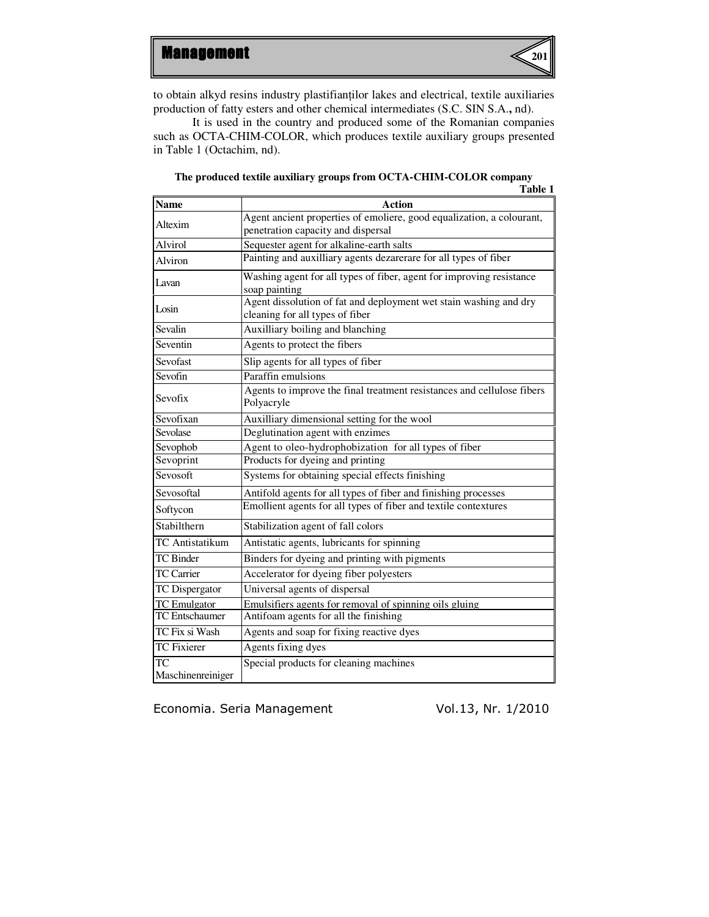to obtain alkyd resins industry plastifianților lakes and electrical, textile auxiliaries production of fatty esters and other chemical intermediates (S.C. SIN S.A.**,** nd).

It is used in the country and produced some of the Romanian companies such as OCTA-CHIM-COLOR, which produces textile auxiliary groups presented in Table 1 (Octachim, nd).

**The produced textile auxiliary groups from OCTA-CHIM-COLOR company**

**Table 1**

| Name | Action |
|---|---|
| Altexim | Agent ancient properties of emoliere, good equalization, a colourant, penetration capacity and dispersal |
| Alvirol | Sequester agent for alkaline-earth salts |
| Alviron | Painting and auxilliary agents dezarerare for all types of fiber |
| Lavan | Washing agent for all types of fiber, agent for improving resistance soap painting |
| Losin | Agent dissolution of fat and deployment wet stain washing and dry cleaning for all types of fiber |
| Sevalin | Auxilliary boiling and blanching |
| Seventin | Agents to protect the fibers |
| Sevofast | Slip agents for all types of fiber |
| Sevofin | Paraffin emulsions |
| Sevofix | Agents to improve the final treatment resistances and cellulose fibers Polyacryle |
| Sevofixan | Auxilliary dimensional setting for the wool |
| Sevolase | Deglutination agent with enzimes |
| Sevophob | Agent to oleo-hydrophobization for all types of fiber |
| Sevoprint | Products for dyeing and printing |
| Sevosoft | Systems for obtaining special effects finishing |
| Sevosoftal | Antifold agents for all types of fiber and finishing processes |
| Softycon | Emollient agents for all types of fiber and textile contextures |
| Stabilthern | Stabilization agent of fall colors |
| TC Antistatikum | Antistatic agents, lubricants for spinning |
| TC Binder | Binders for dyeing and printing with pigments |
| TC Carrier | Accelerator for dyeing fiber polyesters |
| TC Dispergator | Universal agents of dispersal |
| TC Emulgator | Emulsifiers agents for removal of spinning oils gluing |
| TC Entschaumer | Antifoam agents for all the finishing |
| TC Fix si Wash | Agents and soap for fixing reactive dyes |
| TC Fixierer | Agents fixing dyes |
| TC Maschinenreiniger | Special products for cleaning machines |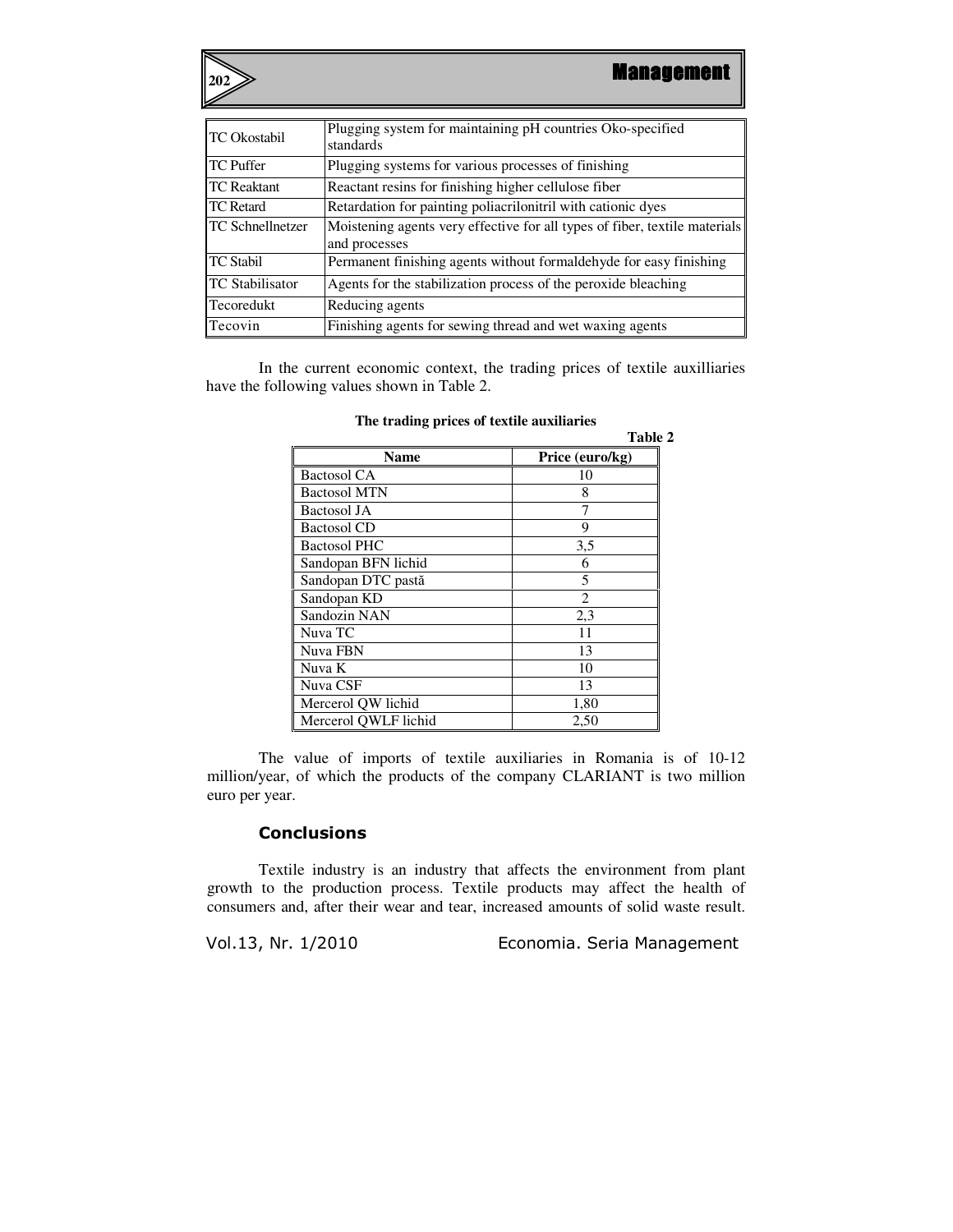| TC Okostabil | Plugging system for maintaining pH countries Oko-specified standards |
|---|---|
| TC Puffer | Plugging systems for various processes of finishing |
| TC Reaktant | Reactant resins for finishing higher cellulose fiber |
| TC Retard | Retardation for painting poliacrilonitril with cationic dyes |
| TC Schnellnetzer | Moistening agents very effective for all types of fiber, textile materials and processes |
| TC Stabil | Permanent finishing agents without formaldehyde for easy finishing |
| TC Stabilisator | Agents for the stabilization process of the peroxide bleaching |
| Tecoredukt | Reducing agents |
| Tecovin | Finishing agents for sewing thread and wet waxing agents |

In the current economic context, the trading prices of textile auxilliaries have the following values shown in Table 2.

**The trading prices of textile auxiliaries**

**Table 2**

| Name | Price (euro/kg) |
|---|---|
| Bactosol CA | 10 |
| Bactosol MTN | 8 |
| Bactosol JA | 7 |
| Bactosol CD | 9 |
| Bactosol PHC | 3,5 |
| Sandopan BFN lichid | 6 |
| Sandopan DTC pastă | 5 |
| Sandopan KD | 2 |
| Sandozin NAN | 2,3 |
| Nuva TC | 11 |
| Nuva FBN | 13 |
| Nuva K | 10 |
| Nuva CSF | 13 |
| Mercerol QW lichid | 1,80 |
| Mercerol QWLF lichid | 2,50 |

The value of imports of textile auxiliaries in Romania is of 10-12 million/year, of which the products of the company CLARIANT is two million euro per year.

## Conclusions

Textile industry is an industry that affects the environment from plant growth to the production process. Textile products may affect the health of consumers and, after their wear and tear, increased amounts of solid waste result.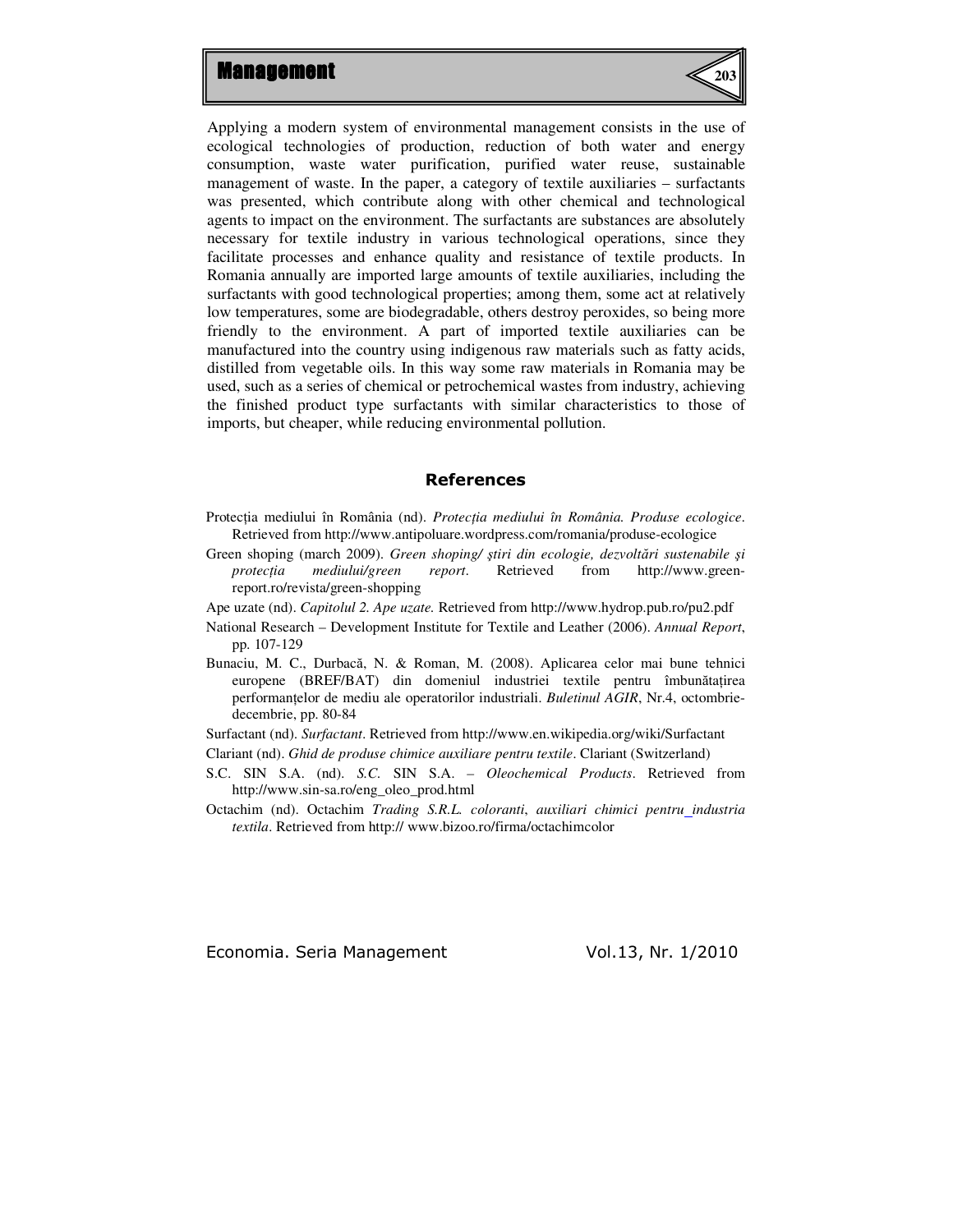Applying a modern system of environmental management consists in the use of ecological technologies of production, reduction of both water and energy consumption, waste water purification, purified water reuse, sustainable management of waste. In the paper, a category of textile auxiliaries – surfactants was presented, which contribute along with other chemical and technological agents to impact on the environment. The surfactants are substances are absolutely necessary for textile industry in various technological operations, since they facilitate processes and enhance quality and resistance of textile products. In Romania annually are imported large amounts of textile auxiliaries, including the surfactants with good technological properties; among them, some act at relatively low temperatures, some are biodegradable, others destroy peroxides, so being more friendly to the environment. A part of imported textile auxiliaries can be manufactured into the country using indigenous raw materials such as fatty acids, distilled from vegetable oils. In this way some raw materials in Romania may be used, such as a series of chemical or petrochemical wastes from industry, achieving the finished product type surfactants with similar characteristics to those of imports, but cheaper, while reducing environmental pollution.

## References

Protecția mediului în România (nd). *Protecția mediului în România. Produse ecologice*. Retrieved from http://www.antipoluare.wordpress.com/romania/produse-ecologice

Green shoping (march 2009). *Green shoping/ știri din ecologie, dezvoltări sustenabile și protecția mediului/green report*. Retrieved from http://www.green-report.ro/revista/green-shopping

Ape uzate (nd). *Capitolul 2. Ape uzate.* Retrieved from http://www.hydrop.pub.ro/pu2.pdf

National Research – Development Institute for Textile and Leather (2006). *Annual Report*, pp. 107-129

Bunaciu, M. C., Durbacă, N. & Roman, M. (2008). Aplicarea celor mai bune tehnici europene (BREF/BAT) din domeniul industriei textile pentru îmbunătațirea performanțelor de mediu ale operatorilor industriali. *Buletinul AGIR*, Nr.4, octombrie-decembrie, pp. 80-84

Surfactant (nd). *Surfactant*. Retrieved from http://www.en.wikipedia.org/wiki/Surfactant

Clariant (nd). *Ghid de produse chimice auxiliare pentru textile*. Clariant (Switzerland)

S.C. SIN S.A. (nd). *S.C.* SIN S.A. – *Oleochemical Products*. Retrieved from http://www.sin-sa.ro/eng_oleo_prod.html

Octachim (nd). Octachim *Trading S.R.L. coloranti*, *auxiliari chimici pentru industria textila*. Retrieved from http:// www.bizoo.ro/firma/octachimcolor